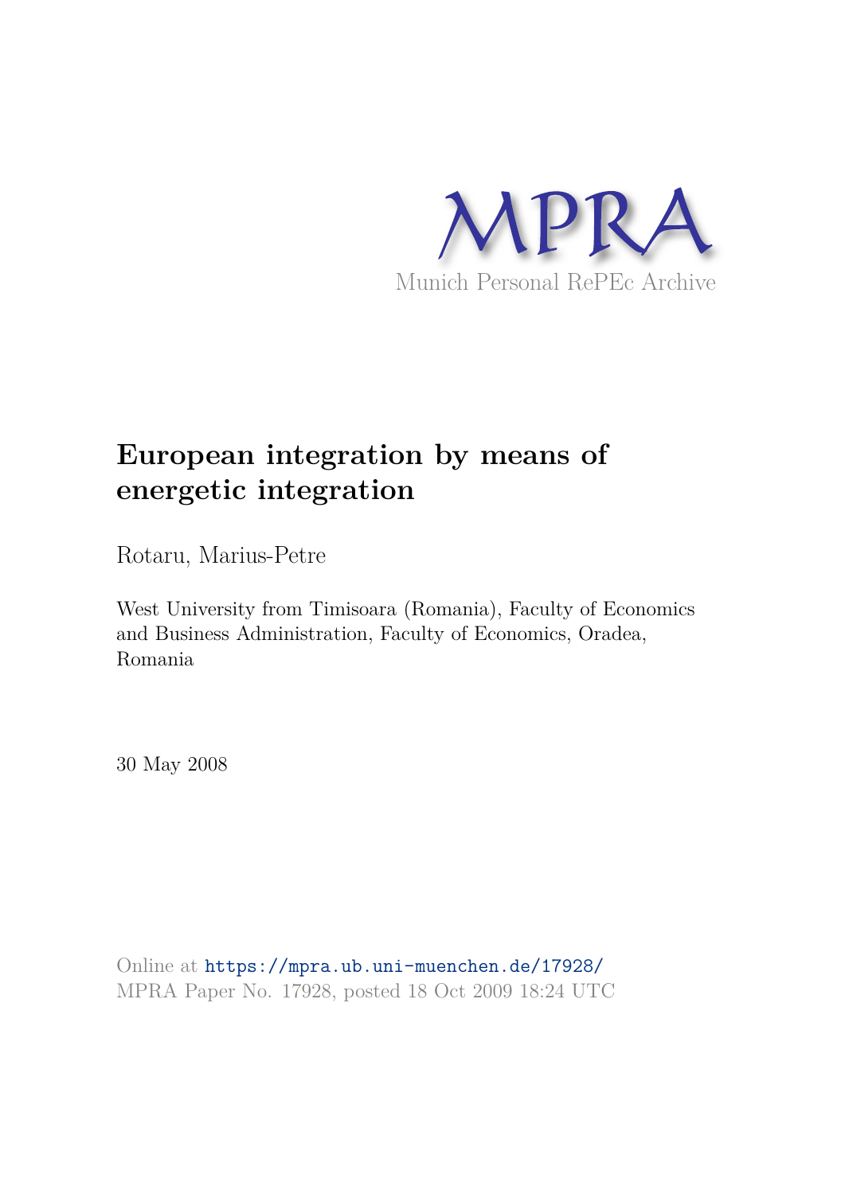MPRA

Munich Personal RePEc Archive

# European integration by means of energetic integration

Rotaru, Marius-Petre

West University from Timisoara (Romania), Faculty of Economics and Business Administration, Faculty of Economics, Oradea, Romania

30 May 2008

Online at https://mpra.ub.uni-muenchen.de/17928/
MPRA Paper No. 17928, posted 18 Oct 2009 18:24 UTC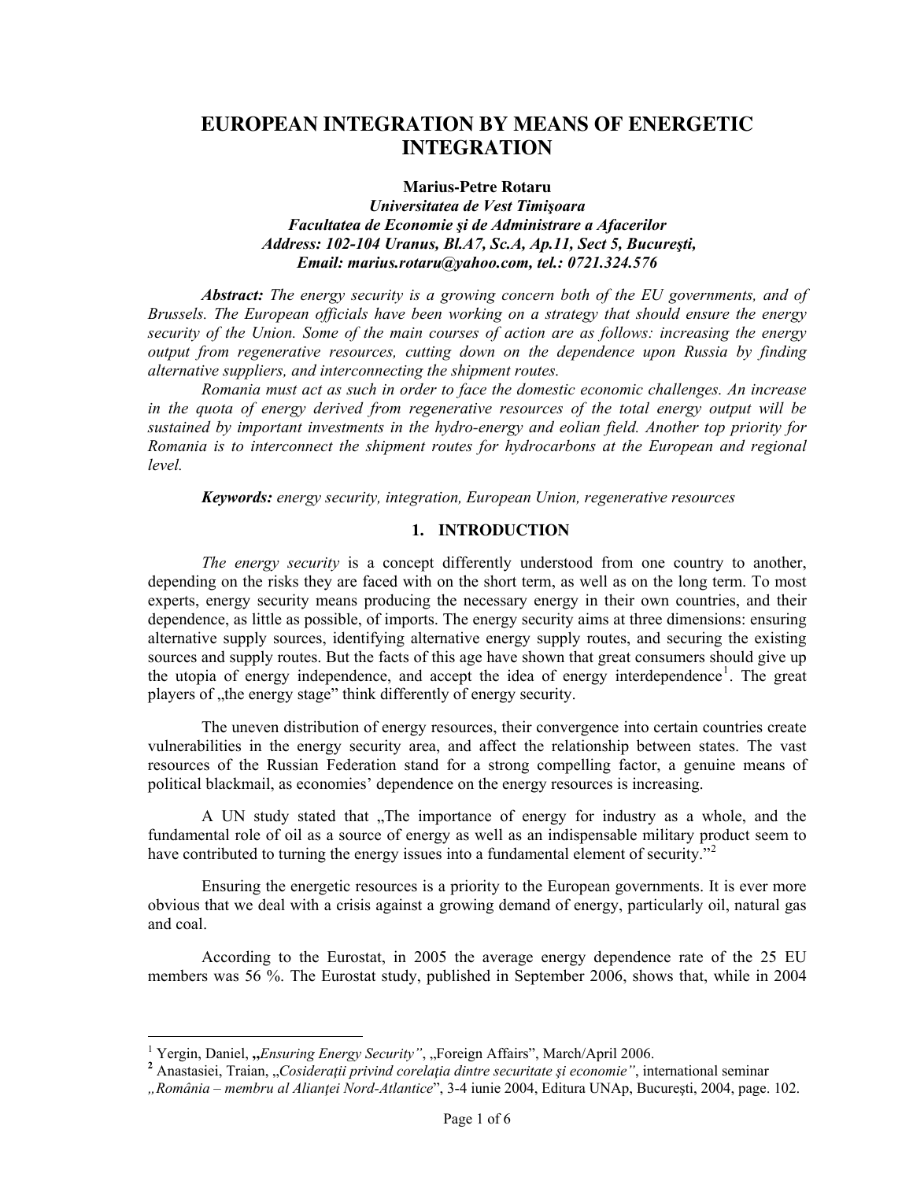# EUROPEAN INTEGRATION BY MEANS OF ENERGETIC INTEGRATION

**Marius-Petre Rotaru**
***Universitatea de Vest Timişoara***
***Facultatea de Economie şi de Administrare a Afacerilor***
***Address: 102-104 Uranus, Bl.A7, Sc.A, Ap.11, Sect 5, Bucureşti,***
***Email: marius.rotaru@yahoo.com, tel.: 0721.324.576***

***Abstract:*** *The energy security is a growing concern both of the EU governments, and of Brussels. The European officials have been working on a strategy that should ensure the energy security of the Union. Some of the main courses of action are as follows: increasing the energy output from regenerative resources, cutting down on the dependence upon Russia by finding alternative suppliers, and interconnecting the shipment routes.*

*Romania must act as such in order to face the domestic economic challenges. An increase in the quota of energy derived from regenerative resources of the total energy output will be sustained by important investments in the hydro-energy and eolian field. Another top priority for Romania is to interconnect the shipment routes for hydrocarbons at the European and regional level.*

***Keywords:*** *energy security, integration, European Union, regenerative resources*

## 1. INTRODUCTION

*The energy security* is a concept differently understood from one country to another, depending on the risks they are faced with on the short term, as well as on the long term. To most experts, energy security means producing the necessary energy in their own countries, and their dependence, as little as possible, of imports. The energy security aims at three dimensions: ensuring alternative supply sources, identifying alternative energy supply routes, and securing the existing sources and supply routes. But the facts of this age have shown that great consumers should give up the utopia of energy independence, and accept the idea of energy interdependence[1]. The great players of „the energy stage" think differently of energy security.

The uneven distribution of energy resources, their convergence into certain countries create vulnerabilities in the energy security area, and affect the relationship between states. The vast resources of the Russian Federation stand for a strong compelling factor, a genuine means of political blackmail, as economies' dependence on the energy resources is increasing.

A UN study stated that „The importance of energy for industry as a whole, and the fundamental role of oil as a source of energy as well as an indispensable military product seem to have contributed to turning the energy issues into a fundamental element of security."[2]

Ensuring the energetic resources is a priority to the European governments. It is ever more obvious that we deal with a crisis against a growing demand of energy, particularly oil, natural gas and coal.

According to the Eurostat, in 2005 the average energy dependence rate of the 25 EU members was 56 %. The Eurostat study, published in September 2006, shows that, while in 2004

---

[1] Yergin, Daniel, **„***Ensuring Energy Security"*, „Foreign Affairs", March/April 2006.

**[2]** Anastasiei, Traian, „*Cosideraţii privind corelaţia dintre securitate şi economie"*, international seminar *„România – membru al Alianţei Nord-Atlantice*", 3-4 iunie 2004, Editura UNAp, Bucureşti, 2004, page. 102.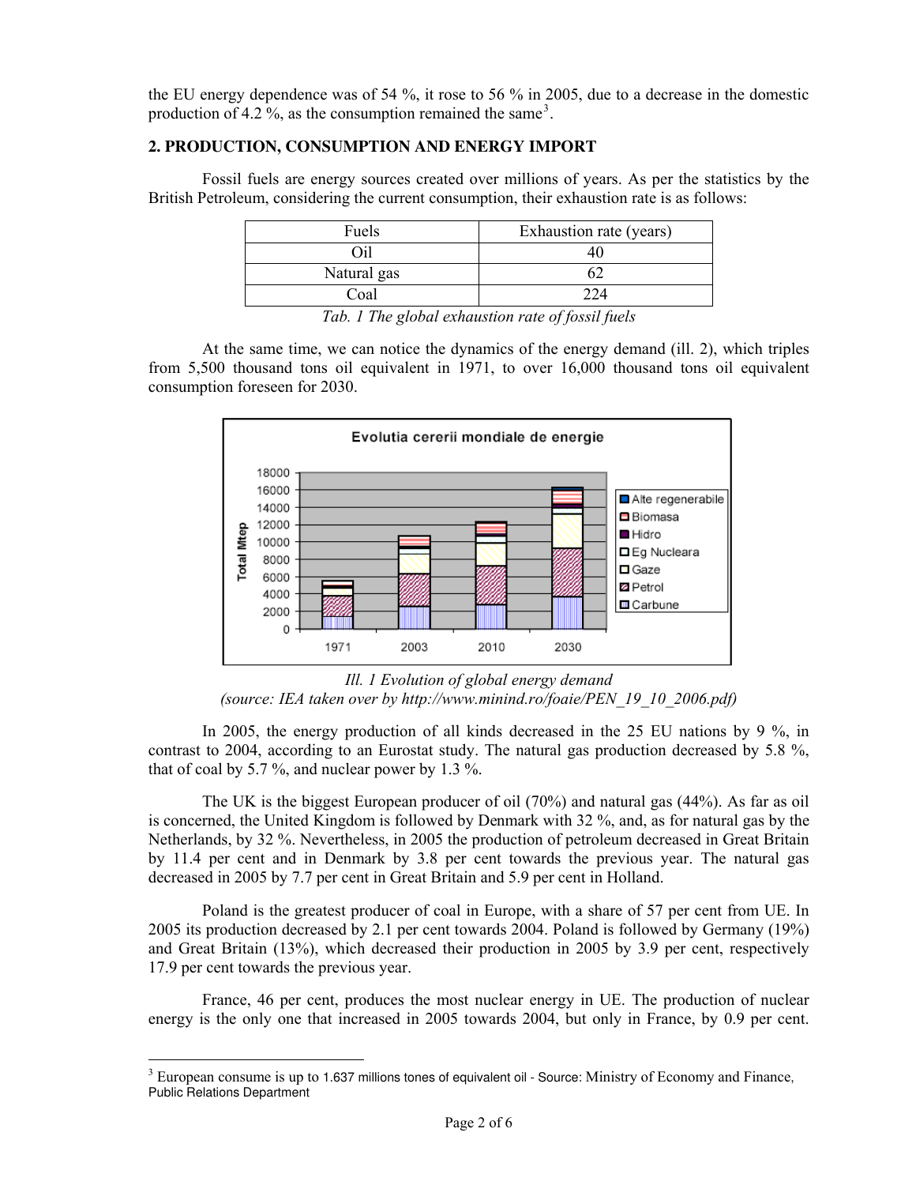the EU energy dependence was of 54 %, it rose to 56 % in 2005, due to a decrease in the domestic production of 4.2 %, as the consumption remained the same[3].

## 2. PRODUCTION, CONSUMPTION AND ENERGY IMPORT

Fossil fuels are energy sources created over millions of years. As per the statistics by the British Petroleum, considering the current consumption, their exhaustion rate is as follows:

| Fuels | Exhaustion rate (years) |
| --- | --- |
| Oil | 40 |
| Natural gas | 62 |
| Coal | 224 |

*Tab. 1 The global exhaustion rate of fossil fuels*

At the same time, we can notice the dynamics of the energy demand (ill. 2), which triples from 5,500 thousand tons oil equivalent in 1971, to over 16,000 thousand tons oil equivalent consumption foreseen for 2030.

*Ill. 1 Evolution of global energy demand*
*(source: IEA taken over by http://www.minind.ro/foaie/PEN_19_10_2006.pdf)*

In 2005, the energy production of all kinds decreased in the 25 EU nations by 9 %, in contrast to 2004, according to an Eurostat study. The natural gas production decreased by 5.8 %, that of coal by 5.7 %, and nuclear power by 1.3 %.

The UK is the biggest European producer of oil (70%) and natural gas (44%). As far as oil is concerned, the United Kingdom is followed by Denmark with 32 %, and, as for natural gas by the Netherlands, by 32 %. Nevertheless, in 2005 the production of petroleum decreased in Great Britain by 11.4 per cent and in Denmark by 3.8 per cent towards the previous year. The natural gas decreased in 2005 by 7.7 per cent in Great Britain and 5.9 per cent in Holland.

Poland is the greatest producer of coal in Europe, with a share of 57 per cent from UE. In 2005 its production decreased by 2.1 per cent towards 2004. Poland is followed by Germany (19%) and Great Britain (13%), which decreased their production in 2005 by 3.9 per cent, respectively 17.9 per cent towards the previous year.

France, 46 per cent, produces the most nuclear energy in UE. The production of nuclear energy is the only one that increased in 2005 towards 2004, but only in France, by 0.9 per cent.

[3] European consume is up to 1.637 millions tones of equivalent oil - Source: Ministry of Economy and Finance, Public Relations Department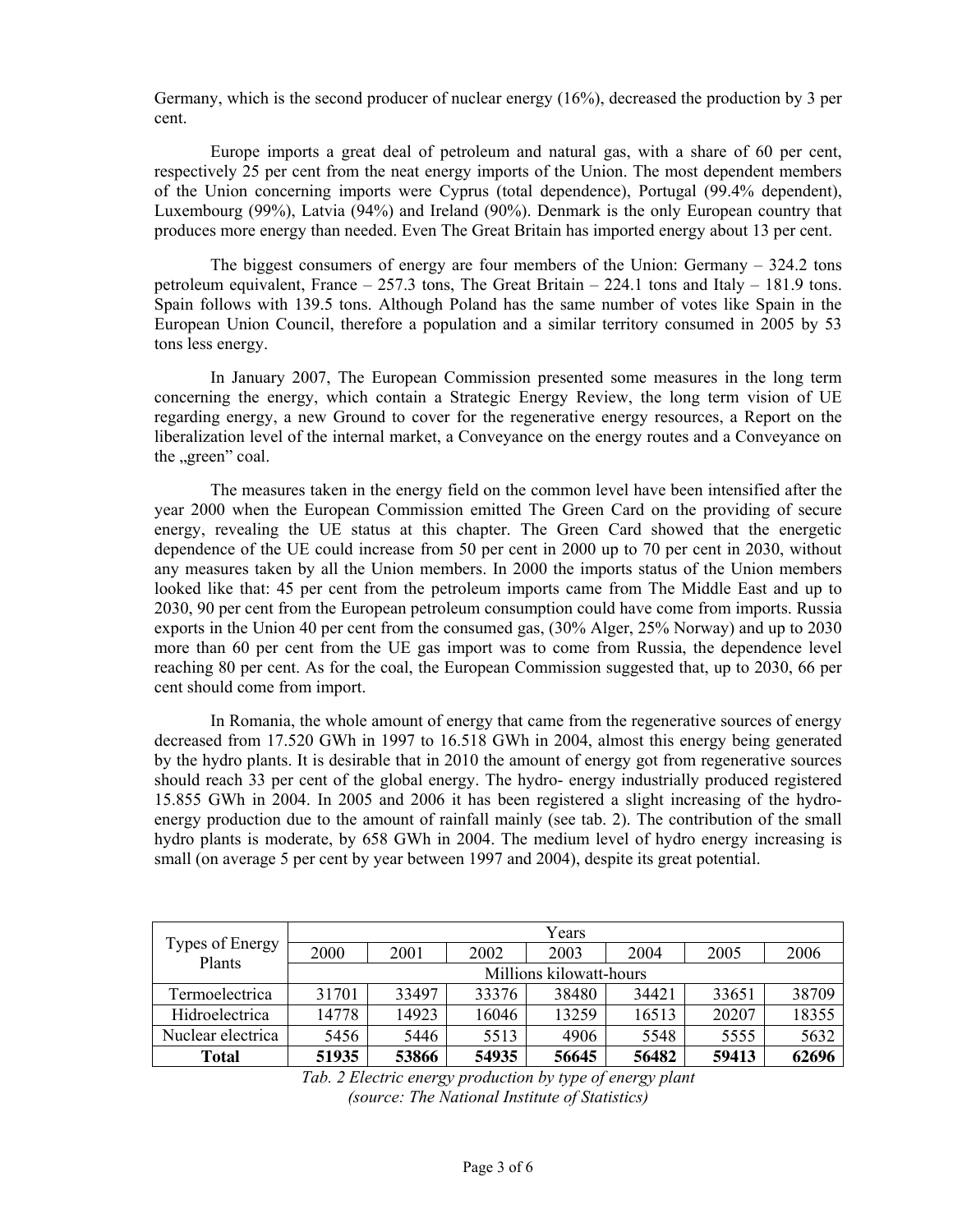Germany, which is the second producer of nuclear energy (16%), decreased the production by 3 per cent.

Europe imports a great deal of petroleum and natural gas, with a share of 60 per cent, respectively 25 per cent from the neat energy imports of the Union. The most dependent members of the Union concerning imports were Cyprus (total dependence), Portugal (99.4% dependent), Luxembourg (99%), Latvia (94%) and Ireland (90%). Denmark is the only European country that produces more energy than needed. Even The Great Britain has imported energy about 13 per cent.

The biggest consumers of energy are four members of the Union: Germany – 324.2 tons petroleum equivalent, France – 257.3 tons, The Great Britain – 224.1 tons and Italy – 181.9 tons. Spain follows with 139.5 tons. Although Poland has the same number of votes like Spain in the European Union Council, therefore a population and a similar territory consumed in 2005 by 53 tons less energy.

In January 2007, The European Commission presented some measures in the long term concerning the energy, which contain a Strategic Energy Review, the long term vision of UE regarding energy, a new Ground to cover for the regenerative energy resources, a Report on the liberalization level of the internal market, a Conveyance on the energy routes and a Conveyance on the „green" coal.

The measures taken in the energy field on the common level have been intensified after the year 2000 when the European Commission emitted The Green Card on the providing of secure energy, revealing the UE status at this chapter. The Green Card showed that the energetic dependence of the UE could increase from 50 per cent in 2000 up to 70 per cent in 2030, without any measures taken by all the Union members. In 2000 the imports status of the Union members looked like that: 45 per cent from the petroleum imports came from The Middle East and up to 2030, 90 per cent from the European petroleum consumption could have come from imports. Russia exports in the Union 40 per cent from the consumed gas, (30% Alger, 25% Norway) and up to 2030 more than 60 per cent from the UE gas import was to come from Russia, the dependence level reaching 80 per cent. As for the coal, the European Commission suggested that, up to 2030, 66 per cent should come from import.

In Romania, the whole amount of energy that came from the regenerative sources of energy decreased from 17.520 GWh in 1997 to 16.518 GWh in 2004, almost this energy being generated by the hydro plants. It is desirable that in 2010 the amount of energy got from regenerative sources should reach 33 per cent of the global energy. The hydro- energy industrially produced registered 15.855 GWh in 2004. In 2005 and 2006 it has been registered a slight increasing of the hydro-energy production due to the amount of rainfall mainly (see tab. 2). The contribution of the small hydro plants is moderate, by 658 GWh in 2004. The medium level of hydro energy increasing is small (on average 5 per cent by year between 1997 and 2004), despite its great potential.

| Types of Energy Plants | Years | | | | | | |
|---|---|---|---|---|---|---|---|
| | 2000 | 2001 | 2002 | 2003 | 2004 | 2005 | 2006 |
| | Millions kilowatt-hours | | | | | | |
| Termoelectrica | 31701 | 33497 | 33376 | 38480 | 34421 | 33651 | 38709 |
| Hidroelectrica | 14778 | 14923 | 16046 | 13259 | 16513 | 20207 | 18355 |
| Nuclear electrica | 5456 | 5446 | 5513 | 4906 | 5548 | 5555 | 5632 |
| **Total** | **51935** | **53866** | **54935** | **56645** | **56482** | **59413** | **62696** |

*Tab. 2 Electric energy production by type of energy plant (source: The National Institute of Statistics)*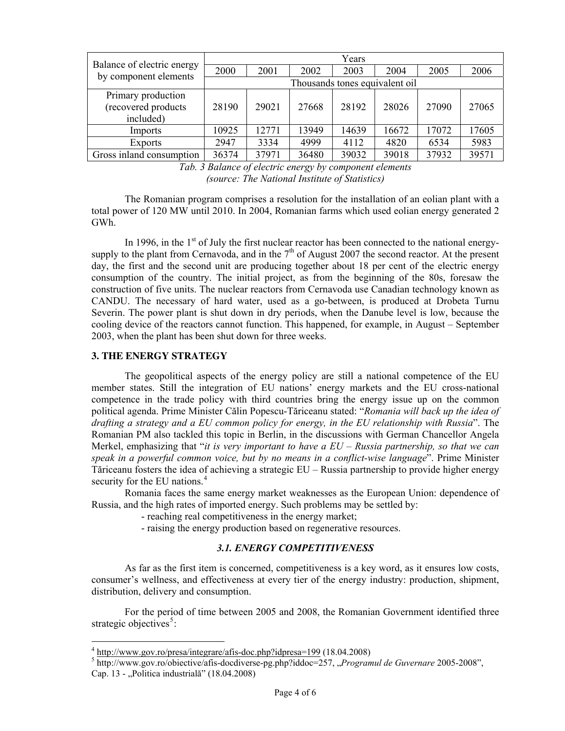| Balance of electric energy by component elements | Years | | | | | | |
|---|---|---|---|---|---|---|---|
| | 2000 | 2001 | 2002 | 2003 | 2004 | 2005 | 2006 |
| | Thousands tones equivalent oil | | | | | | |
| Primary production (recovered products included) | 28190 | 29021 | 27668 | 28192 | 28026 | 27090 | 27065 |
| Imports | 10925 | 12771 | 13949 | 14639 | 16672 | 17072 | 17605 |
| Exports | 2947 | 3334 | 4999 | 4112 | 4820 | 6534 | 5983 |
| Gross inland consumption | 36374 | 37971 | 36480 | 39032 | 39018 | 37932 | 39571 |

*Tab. 3 Balance of electric energy by component elements (source: The National Institute of Statistics)*

The Romanian program comprises a resolution for the installation of an eolian plant with a total power of 120 MW until 2010. In 2004, Romanian farms which used eolian energy generated 2 GWh.

In 1996, in the 1st of July the first nuclear reactor has been connected to the national energy-supply to the plant from Cernavoda, and in the 7th of August 2007 the second reactor. At the present day, the first and the second unit are producing together about 18 per cent of the electric energy consumption of the country. The initial project, as from the beginning of the 80s, foresaw the construction of five units. The nuclear reactors from Cernavoda use Canadian technology known as CANDU. The necessary of hard water, used as a go-between, is produced at Drobeta Turnu Severin. The power plant is shut down in dry periods, when the Danube level is low, because the cooling device of the reactors cannot function. This happened, for example, in August – September 2003, when the plant has been shut down for three weeks.

## 3. THE ENERGY STRATEGY

The geopolitical aspects of the energy policy are still a national competence of the EU member states. Still the integration of EU nations' energy markets and the EU cross-national competence in the trade policy with third countries bring the energy issue up on the common political agenda. Prime Minister Călin Popescu-Tăriceanu stated: "*Romania will back up the idea of drafting a strategy and a EU common policy for energy, in the EU relationship with Russia*". The Romanian PM also tackled this topic in Berlin, in the discussions with German Chancellor Angela Merkel, emphasizing that "*it is very important to have a EU – Russia partnership, so that we can speak in a powerful common voice, but by no means in a conflict-wise language*". Prime Minister Tăriceanu fosters the idea of achieving a strategic EU – Russia partnership to provide higher energy security for the EU nations.[4]

Romania faces the same energy market weaknesses as the European Union: dependence of Russia, and the high rates of imported energy. Such problems may be settled by:

- reaching real competitiveness in the energy market;
- raising the energy production based on regenerative resources.

### *3.1. ENERGY COMPETITIVENESS*

As far as the first item is concerned, competitiveness is a key word, as it ensures low costs, consumer's wellness, and effectiveness at every tier of the energy industry: production, shipment, distribution, delivery and consumption.

For the period of time between 2005 and 2008, the Romanian Government identified three strategic objectives[5]:

---

[4] http://www.gov.ro/presa/integrare/afis-doc.php?idpresa=199 (18.04.2008)

[5] http://www.gov.ro/obiective/afis-docdiverse-pg.php?iddoc=257, „*Programul de Guvernare* 2005-2008", Cap. 13 - „Politica industrială" (18.04.2008)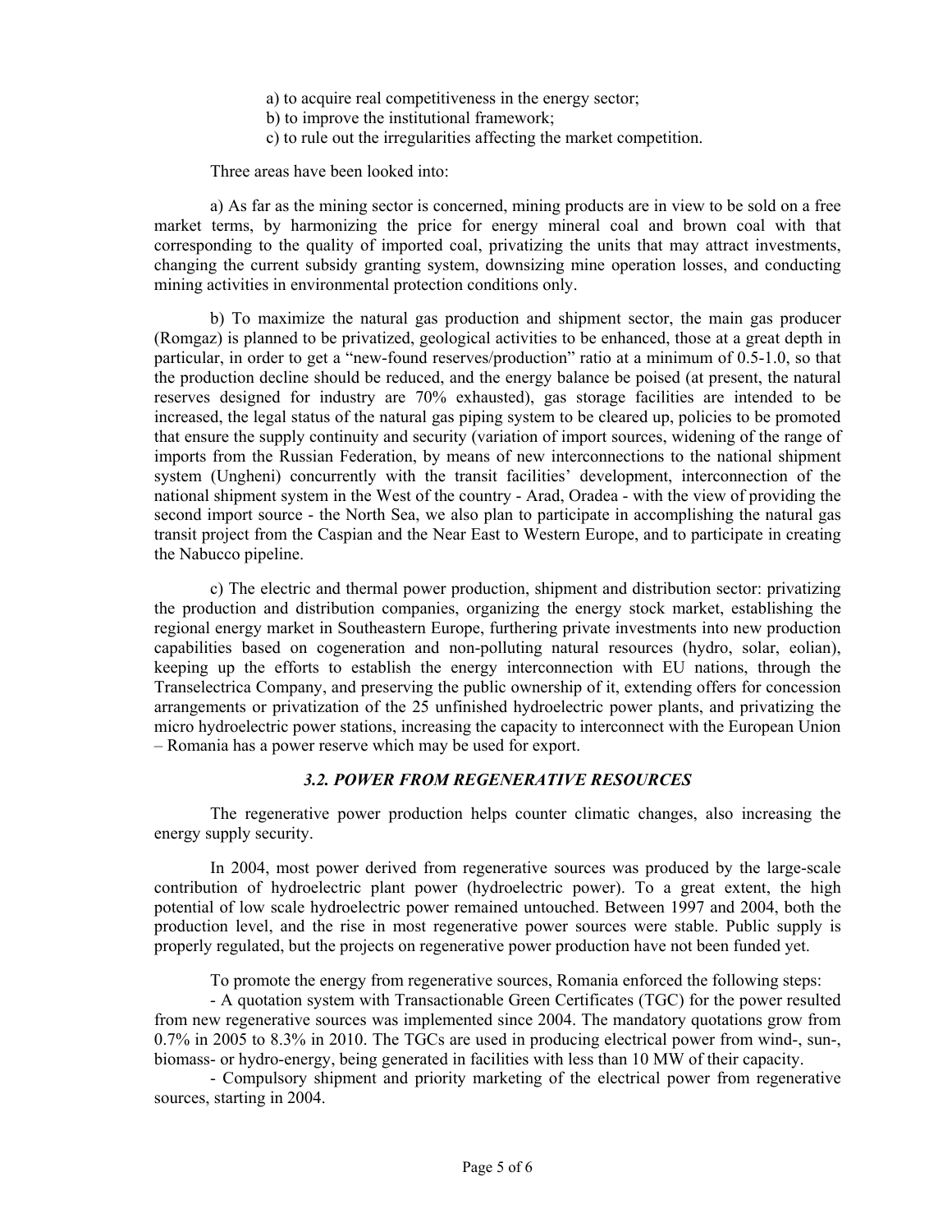a) to acquire real competitiveness in the energy sector;
b) to improve the institutional framework;
c) to rule out the irregularities affecting the market competition.

Three areas have been looked into:

a) As far as the mining sector is concerned, mining products are in view to be sold on a free market terms, by harmonizing the price for energy mineral coal and brown coal with that corresponding to the quality of imported coal, privatizing the units that may attract investments, changing the current subsidy granting system, downsizing mine operation losses, and conducting mining activities in environmental protection conditions only.

b) To maximize the natural gas production and shipment sector, the main gas producer (Romgaz) is planned to be privatized, geological activities to be enhanced, those at a great depth in particular, in order to get a "new-found reserves/production" ratio at a minimum of 0.5-1.0, so that the production decline should be reduced, and the energy balance be poised (at present, the natural reserves designed for industry are 70% exhausted), gas storage facilities are intended to be increased, the legal status of the natural gas piping system to be cleared up, policies to be promoted that ensure the supply continuity and security (variation of import sources, widening of the range of imports from the Russian Federation, by means of new interconnections to the national shipment system (Ungheni) concurrently with the transit facilities' development, interconnection of the national shipment system in the West of the country - Arad, Oradea - with the view of providing the second import source - the North Sea, we also plan to participate in accomplishing the natural gas transit project from the Caspian and the Near East to Western Europe, and to participate in creating the Nabucco pipeline.

c) The electric and thermal power production, shipment and distribution sector: privatizing the production and distribution companies, organizing the energy stock market, establishing the regional energy market in Southeastern Europe, furthering private investments into new production capabilities based on cogeneration and non-polluting natural resources (hydro, solar, eolian), keeping up the efforts to establish the energy interconnection with EU nations, through the Transelectrica Company, and preserving the public ownership of it, extending offers for concession arrangements or privatization of the 25 unfinished hydroelectric power plants, and privatizing the micro hydroelectric power stations, increasing the capacity to interconnect with the European Union – Romania has a power reserve which may be used for export.

### *3.2. POWER FROM REGENERATIVE RESOURCES*

The regenerative power production helps counter climatic changes, also increasing the energy supply security.

In 2004, most power derived from regenerative sources was produced by the large-scale contribution of hydroelectric plant power (hydroelectric power). To a great extent, the high potential of low scale hydroelectric power remained untouched. Between 1997 and 2004, both the production level, and the rise in most regenerative power sources were stable. Public supply is properly regulated, but the projects on regenerative power production have not been funded yet.

To promote the energy from regenerative sources, Romania enforced the following steps:

- A quotation system with Transactionable Green Certificates (TGC) for the power resulted from new regenerative sources was implemented since 2004. The mandatory quotations grow from 0.7% in 2005 to 8.3% in 2010. The TGCs are used in producing electrical power from wind-, sun-, biomass- or hydro-energy, being generated in facilities with less than 10 MW of their capacity.
- Compulsory shipment and priority marketing of the electrical power from regenerative sources, starting in 2004.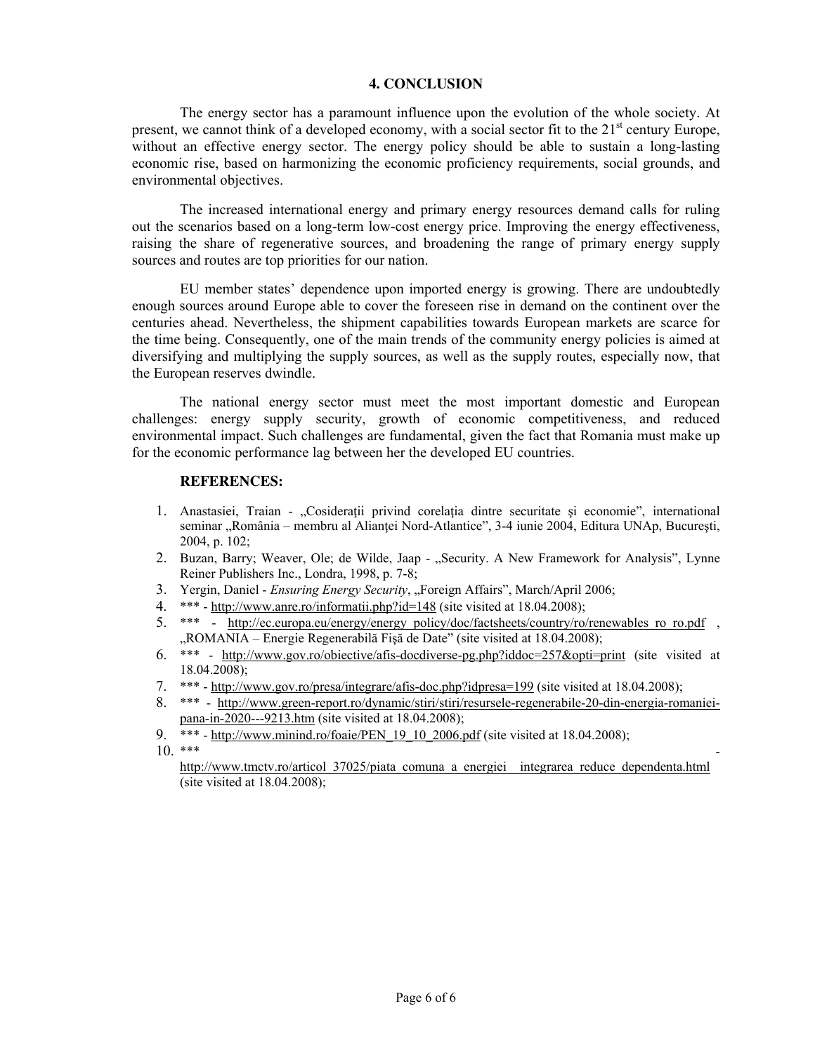## 4. CONCLUSION

The energy sector has a paramount influence upon the evolution of the whole society. At present, we cannot think of a developed economy, with a social sector fit to the 21[st] century Europe, without an effective energy sector. The energy policy should be able to sustain a long-lasting economic rise, based on harmonizing the economic proficiency requirements, social grounds, and environmental objectives.

The increased international energy and primary energy resources demand calls for ruling out the scenarios based on a long-term low-cost energy price. Improving the energy effectiveness, raising the share of regenerative sources, and broadening the range of primary energy supply sources and routes are top priorities for our nation.

EU member states' dependence upon imported energy is growing. There are undoubtedly enough sources around Europe able to cover the foreseen rise in demand on the continent over the centuries ahead. Nevertheless, the shipment capabilities towards European markets are scarce for the time being. Consequently, one of the main trends of the community energy policies is aimed at diversifying and multiplying the supply sources, as well as the supply routes, especially now, that the European reserves dwindle.

The national energy sector must meet the most important domestic and European challenges: energy supply security, growth of economic competitiveness, and reduced environmental impact. Such challenges are fundamental, given the fact that Romania must make up for the economic performance lag between her the developed EU countries.

**REFERENCES:**

1. Anastasiei, Traian - „Cosideraţii privind corelaţia dintre securitate şi economie", international seminar „România – membru al Alianţei Nord-Atlantice", 3-4 iunie 2004, Editura UNAp, Bucureşti, 2004, p. 102;
2. Buzan, Barry; Weaver, Ole; de Wilde, Jaap - „Security. A New Framework for Analysis", Lynne Reiner Publishers Inc., Londra, 1998, p. 7-8;
3. Yergin, Daniel - *Ensuring Energy Security*, „Foreign Affairs", March/April 2006;
4. *** - http://www.anre.ro/informatii.php?id=148 (site visited at 18.04.2008);
5. *** - http://ec.europa.eu/energy/energy_policy/doc/factsheets/country/ro/renewables_ro_ro.pdf , „ROMANIA – Energie Regenerabilă Fişă de Date" (site visited at 18.04.2008);
6. *** - http://www.gov.ro/obiective/afis-docdiverse-pg.php?iddoc=257&opti=print (site visited at 18.04.2008);
7. *** - http://www.gov.ro/presa/integrare/afis-doc.php?idpresa=199 (site visited at 18.04.2008);
8. *** - http://www.green-report.ro/dynamic/stiri/stiri/resursele-regenerabile-20-din-energia-romaniei-pana-in-2020---9213.htm (site visited at 18.04.2008);
9. *** - http://www.minind.ro/foaie/PEN_19_10_2006.pdf (site visited at 18.04.2008);
10. *** - http://www.tmctv.ro/articol_37025/piata_comuna_a_energiei__integrarea_reduce_dependenta.html (site visited at 18.04.2008);